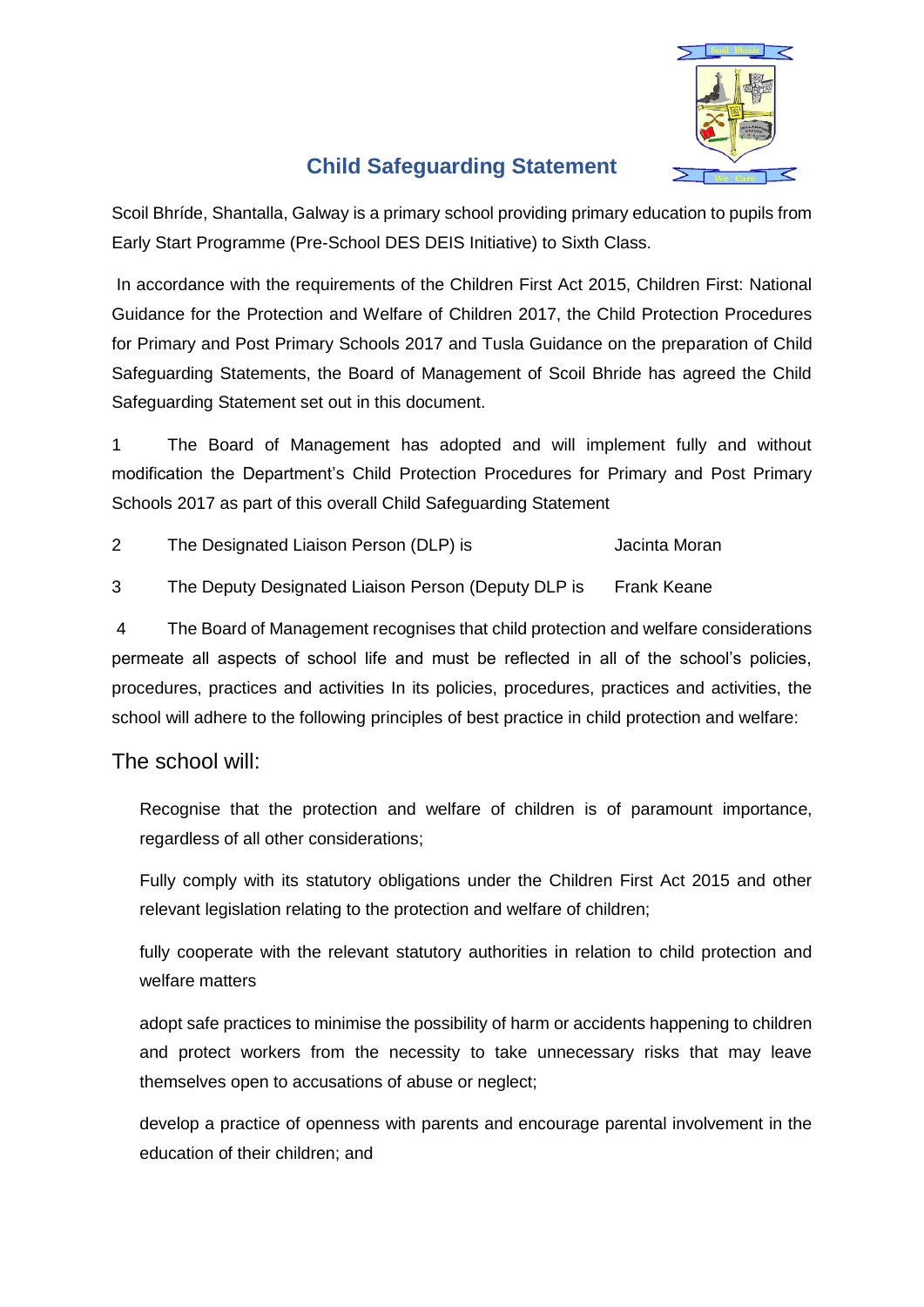# Child Safeguarding Statement

Scoil Bhríde, Shantalla, Galway is a primary school providing primary education to pupils from Early Start Programme (Pre-School DES DEIS Initiative) to Sixth Class.

In accordance with the requirements of the Children First Act 2015, Children First: National Guidance for the Protection and Welfare of Children 2017, the Child Protection Procedures for Primary and Post Primary Schools 2017 and Tusla Guidance on the preparation of Child Safeguarding Statements, the Board of Management of Scoil Bhride has agreed the Child Safeguarding Statement set out in this document.

1 The Board of Management has adopted and will implement fully and without modification the Department's Child Protection Procedures for Primary and Post Primary Schools 2017 as part of this overall Child Safeguarding Statement

2 The Designated Liaison Person (DLP) is Jacinta Moran

3 The Deputy Designated Liaison Person (Deputy DLP is Frank Keane

4 The Board of Management recognises that child protection and welfare considerations permeate all aspects of school life and must be reflected in all of the school's policies, procedures, practices and activities In its policies, procedures, practices and activities, the school will adhere to the following principles of best practice in child protection and welfare:

## The school will:

Recognise that the protection and welfare of children is of paramount importance, regardless of all other considerations;

Fully comply with its statutory obligations under the Children First Act 2015 and other relevant legislation relating to the protection and welfare of children;

fully cooperate with the relevant statutory authorities in relation to child protection and welfare matters

adopt safe practices to minimise the possibility of harm or accidents happening to children and protect workers from the necessity to take unnecessary risks that may leave themselves open to accusations of abuse or neglect;

develop a practice of openness with parents and encourage parental involvement in the education of their children; and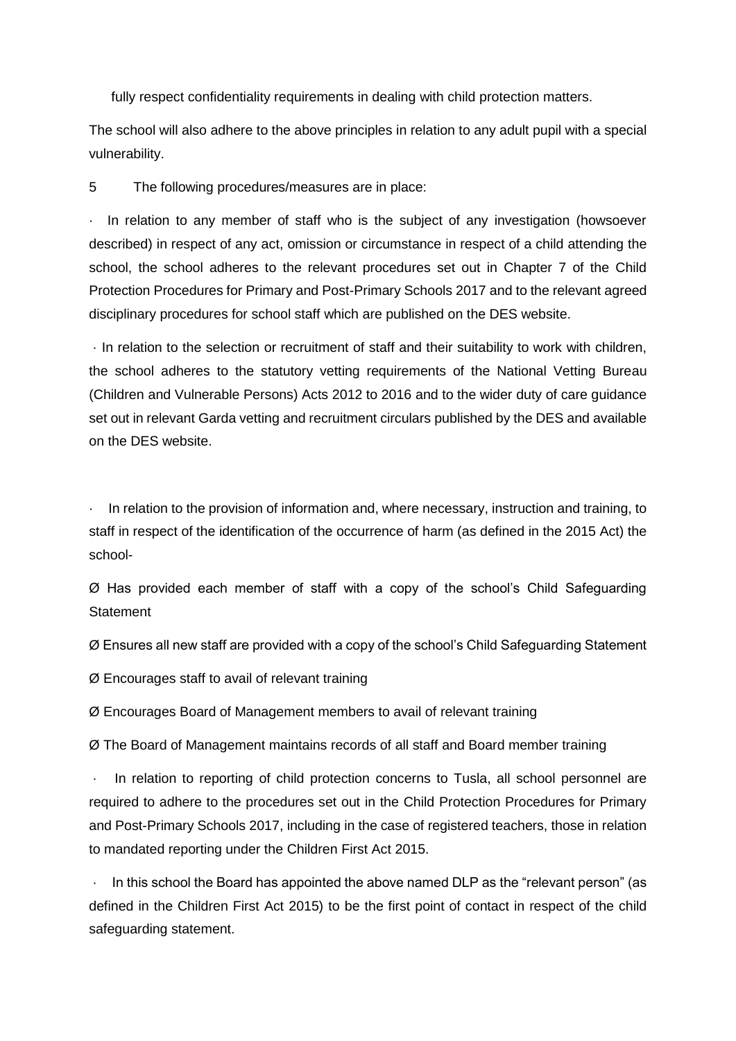fully respect confidentiality requirements in dealing with child protection matters.

The school will also adhere to the above principles in relation to any adult pupil with a special vulnerability.

5 The following procedures/measures are in place:

- In relation to any member of staff who is the subject of any investigation (howsoever described) in respect of any act, omission or circumstance in respect of a child attending the school, the school adheres to the relevant procedures set out in Chapter 7 of the Child Protection Procedures for Primary and Post-Primary Schools 2017 and to the relevant agreed disciplinary procedures for school staff which are published on the DES website.

- In relation to the selection or recruitment of staff and their suitability to work with children, the school adheres to the statutory vetting requirements of the National Vetting Bureau (Children and Vulnerable Persons) Acts 2012 to 2016 and to the wider duty of care guidance set out in relevant Garda vetting and recruitment circulars published by the DES and available on the DES website.

- In relation to the provision of information and, where necessary, instruction and training, to staff in respect of the identification of the occurrence of harm (as defined in the 2015 Act) the school-

  - Has provided each member of staff with a copy of the school's Child Safeguarding Statement
  - Ensures all new staff are provided with a copy of the school's Child Safeguarding Statement
  - Encourages staff to avail of relevant training
  - Encourages Board of Management members to avail of relevant training
  - The Board of Management maintains records of all staff and Board member training

- In relation to reporting of child protection concerns to Tusla, all school personnel are required to adhere to the procedures set out in the Child Protection Procedures for Primary and Post-Primary Schools 2017, including in the case of registered teachers, those in relation to mandated reporting under the Children First Act 2015.

- In this school the Board has appointed the above named DLP as the "relevant person" (as defined in the Children First Act 2015) to be the first point of contact in respect of the child safeguarding statement.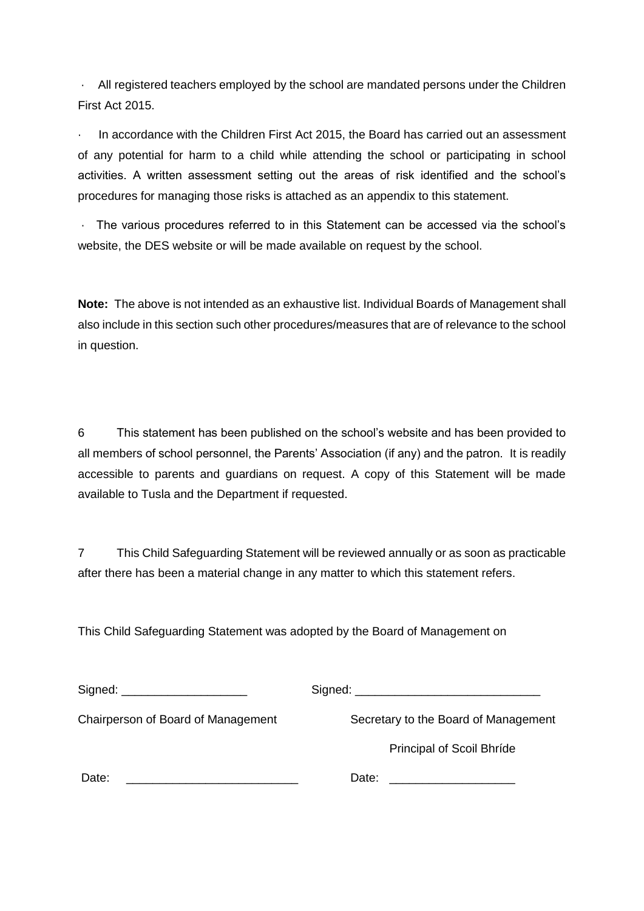- All registered teachers employed by the school are mandated persons under the Children First Act 2015.

- In accordance with the Children First Act 2015, the Board has carried out an assessment of any potential for harm to a child while attending the school or participating in school activities. A written assessment setting out the areas of risk identified and the school's procedures for managing those risks is attached as an appendix to this statement.

- The various procedures referred to in this Statement can be accessed via the school's website, the DES website or will be made available on request by the school.

**Note:** The above is not intended as an exhaustive list. Individual Boards of Management shall also include in this section such other procedures/measures that are of relevance to the school in question.

6 This statement has been published on the school's website and has been provided to all members of school personnel, the Parents' Association (if any) and the patron. It is readily accessible to parents and guardians on request. A copy of this Statement will be made available to Tusla and the Department if requested.

7 This Child Safeguarding Statement will be reviewed annually or as soon as practicable after there has been a material change in any matter to which this statement refers.

This Child Safeguarding Statement was adopted by the Board of Management on

Signed: ___________________ Signed: ____________________________

Chairperson of Board of Management Secretary to the Board of Management

Principal of Scoil Bhríde

Date: __________________________ Date: ___________________